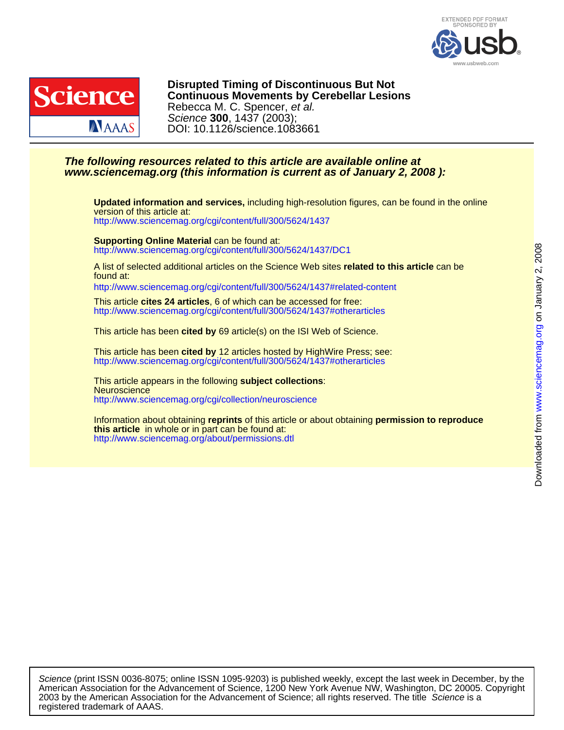**Disrupted Timing of Discontinuous But Not Continuous Movements by Cerebellar Lesions**

Rebecca M. C. Spencer, *et al.*

*Science* **300**, 1437 (2003);

DOI: 10.1126/science.1083661

***The following resources related to this article are available online at www.sciencemag.org (this information is current as of January 2, 2008 ):***

**Updated information and services,** including high-resolution figures, can be found in the online version of this article at:
http://www.sciencemag.org/cgi/content/full/300/5624/1437

**Supporting Online Material** can be found at:
http://www.sciencemag.org/cgi/content/full/300/5624/1437/DC1

A list of selected additional articles on the Science Web sites **related to this article** can be found at:
http://www.sciencemag.org/cgi/content/full/300/5624/1437#related-content

This article **cites 24 articles**, 6 of which can be accessed for free:
http://www.sciencemag.org/cgi/content/full/300/5624/1437#otherarticles

This article has been **cited by** 69 article(s) on the ISI Web of Science.

This article has been **cited by** 12 articles hosted by HighWire Press; see:
http://www.sciencemag.org/cgi/content/full/300/5624/1437#otherarticles

This article appears in the following **subject collections**:
Neuroscience
http://www.sciencemag.org/cgi/collection/neuroscience

Information about obtaining **reprints** of this article or about obtaining **permission to reproduce this article** in whole or in part can be found at:
http://www.sciencemag.org/about/permissions.dtl

*Science* (print ISSN 0036-8075; online ISSN 1095-9203) is published weekly, except the last week in December, by the American Association for the Advancement of Science, 1200 New York Avenue NW, Washington, DC 20005. Copyright 2003 by the American Association for the Advancement of Science; all rights reserved. The title *Science* is a registered trademark of AAAS.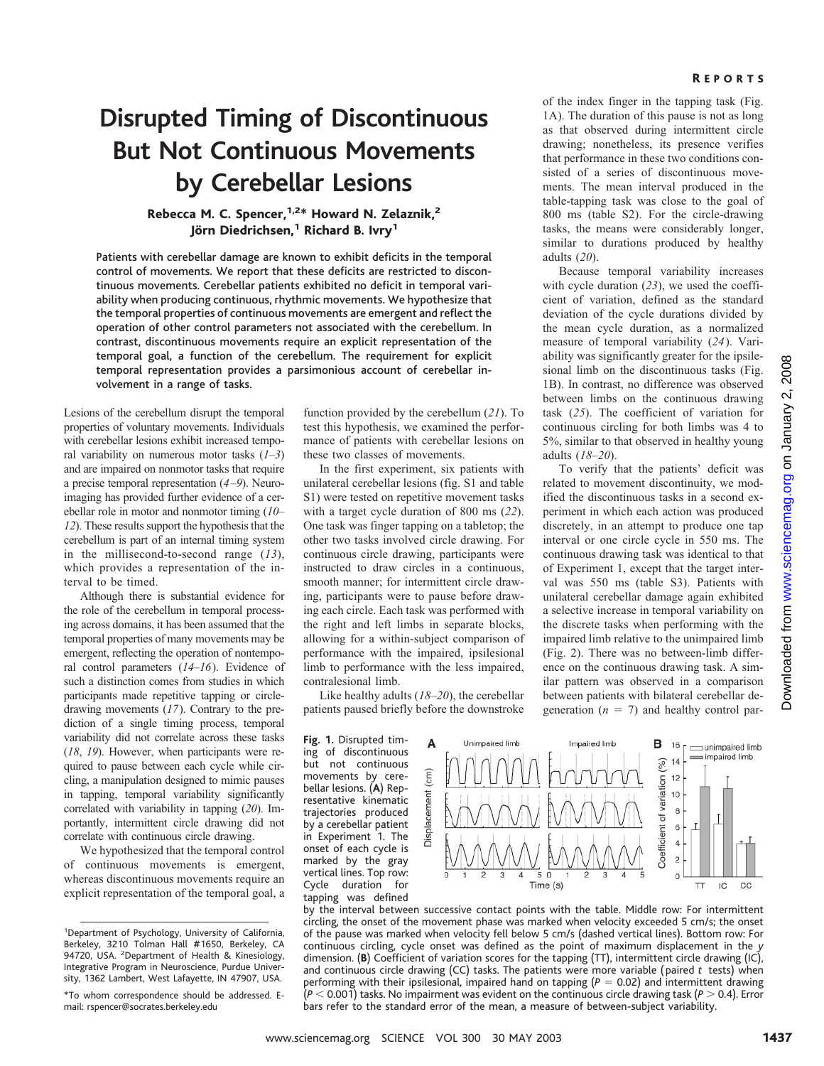# Disrupted Timing of Discontinuous But Not Continuous Movements by Cerebellar Lesions

**Rebecca M. C. Spencer,[1,2]* Howard N. Zelaznik,[2] Jörn Diedrichsen,[1] Richard B. Ivry[1]**

Patients with cerebellar damage are known to exhibit deficits in the temporal control of movements. We report that these deficits are restricted to discontinuous movements. Cerebellar patients exhibited no deficit in temporal variability when producing continuous, rhythmic movements. We hypothesize that the temporal properties of continuous movements are emergent and reflect the operation of other control parameters not associated with the cerebellum. In contrast, discontinuous movements require an explicit representation of the temporal goal, a function of the cerebellum. The requirement for explicit temporal representation provides a parsimonious account of cerebellar involvement in a range of tasks.

Lesions of the cerebellum disrupt the temporal properties of voluntary movements. Individuals with cerebellar lesions exhibit increased temporal variability on numerous motor tasks (*1–3*) and are impaired on nonmotor tasks that require a precise temporal representation (*4–9*). Neuroimaging has provided further evidence of a cerebellar role in motor and nonmotor timing (*10–12*). These results support the hypothesis that the cerebellum is part of an internal timing system in the millisecond-to-second range (*13*), which provides a representation of the interval to be timed.

Although there is substantial evidence for the role of the cerebellum in temporal processing across domains, it has been assumed that the temporal properties of many movements may be emergent, reflecting the operation of nontemporal control parameters (*14–16*). Evidence of such a distinction comes from studies in which participants made repetitive tapping or circle-drawing movements (*17*). Contrary to the prediction of a single timing process, temporal variability did not correlate across these tasks (*18*, *19*). However, when participants were required to pause between each cycle while circling, a manipulation designed to mimic pauses in tapping, temporal variability significantly correlated with variability in tapping (*20*). Importantly, intermittent circle drawing did not correlate with continuous circle drawing.

We hypothesized that the temporal control of continuous movements is emergent, whereas discontinuous movements require an explicit representation of the temporal goal, a function provided by the cerebellum (*21*). To test this hypothesis, we examined the performance of patients with cerebellar lesions on these two classes of movements.

In the first experiment, six patients with unilateral cerebellar lesions (fig. S1 and table S1) were tested on repetitive movement tasks with a target cycle duration of 800 ms (*22*). One task was finger tapping on a tabletop; the other two tasks involved circle drawing. For continuous circle drawing, participants were instructed to draw circles in a continuous, smooth manner; for intermittent circle drawing, participants were to pause before drawing each circle. Each task was performed with the right and left limbs in separate blocks, allowing for a within-subject comparison of performance with the impaired, ipsilesional limb to performance with the less impaired, contralesional limb.

Like healthy adults (*18–20*), the cerebellar patients paused briefly before the downstroke of the index finger in the tapping task (Fig. 1A). The duration of this pause is not as long as that observed during intermittent circle drawing; nonetheless, its presence verifies that performance in these two conditions consisted of a series of discontinuous movements. The mean interval produced in the table-tapping task was close to the goal of 800 ms (table S2). For the circle-drawing tasks, the means were considerably longer, similar to durations produced by healthy adults (*20*).

Because temporal variability increases with cycle duration (*23*), we used the coefficient of variation, defined as the standard deviation of the cycle durations divided by the mean cycle duration, as a normalized measure of temporal variability (*24*). Variability was significantly greater for the ipsilesional limb on the discontinuous tasks (Fig. 1B). In contrast, no difference was observed between limbs on the continuous drawing task (*25*). The coefficient of variation for continuous circling for both limbs was 4 to 5%, similar to that observed in healthy young adults (*18–20*).

To verify that the patients' deficit was related to movement discontinuity, we modified the discontinuous tasks in a second experiment in which each action was produced discretely, in an attempt to produce one tap interval or one circle cycle in 550 ms. The continuous drawing task was identical to that of Experiment 1, except that the target interval was 550 ms (table S3). Patients with unilateral cerebellar damage again exhibited a selective increase in temporal variability on the discrete tasks when performing with the impaired limb relative to the unimpaired limb (Fig. 2). There was no between-limb difference on the continuous drawing task. A similar pattern was observed in a comparison between patients with bilateral cerebellar degeneration ($n = 7$) and healthy control par-

**Fig. 1.** Disrupted timing of discontinuous but not continuous movements by cerebellar lesions. (**A**) Representative kinematic trajectories produced by a cerebellar patient in Experiment 1. The onset of each cycle is marked by the gray vertical lines. Top row: Cycle duration for tapping was defined by the interval between successive contact points with the table. Middle row: For intermittent circling, the onset of the movement phase was marked when velocity exceeded 5 cm/s; the onset of the pause was marked when velocity fell below 5 cm/s (dashed vertical lines). Bottom row: For continuous circling, cycle onset was defined as the point of maximum displacement in the *y* dimension. (**B**) Coefficient of variation scores for the tapping (TT), intermittent circle drawing (IC), and continuous circle drawing (CC) tasks. The patients were more variable (paired *t* tests) when performing with their ipsilesional, impaired hand on tapping ($P = 0.02$) and intermittent drawing ($P < 0.001$) tasks. No impairment was evident on the continuous circle drawing task ($P > 0.4$). Error bars refer to the standard error of the mean, a measure of between-subject variability.

---

[1]Department of Psychology, University of California, Berkeley, 3210 Tolman Hall #1650, Berkeley, CA 94720, USA. [2]Department of Health & Kinesiology, Integrative Program in Neuroscience, Purdue University, 1362 Lambert, West Lafayette, IN 47907, USA.

*To whom correspondence should be addressed. E-mail: rspencer@socrates.berkeley.edu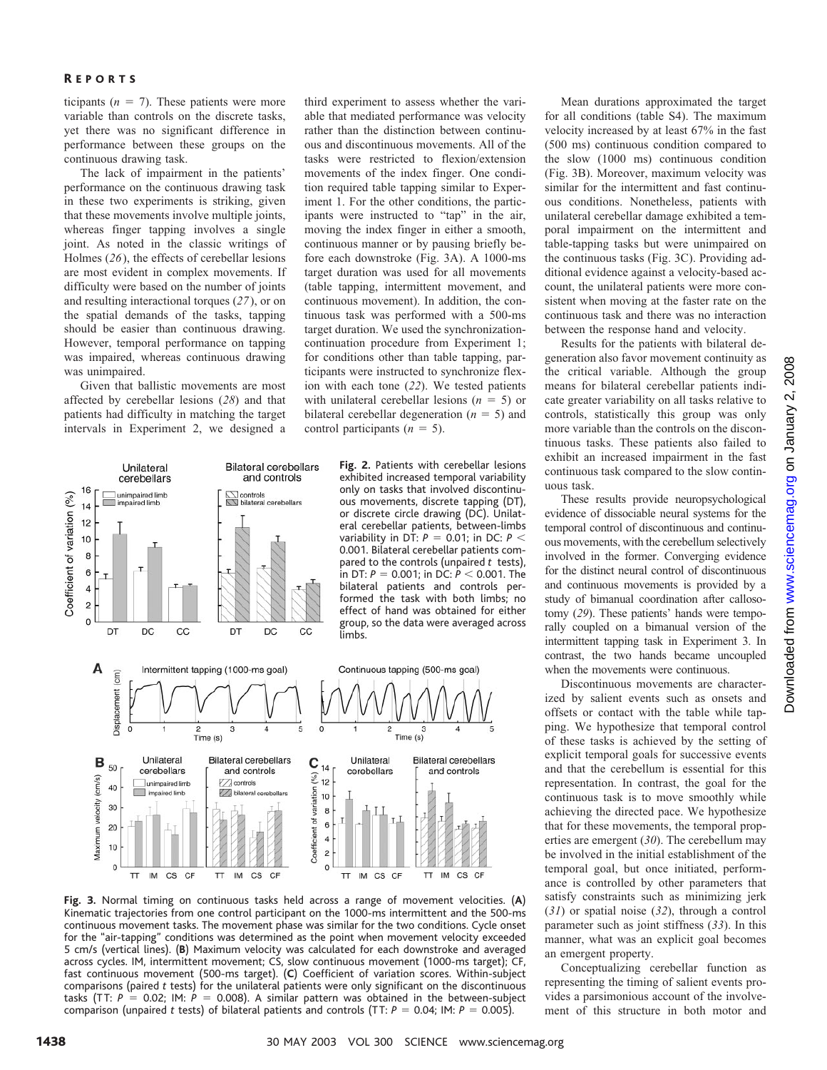ticipants ($n$ = 7). These patients were more variable than controls on the discrete tasks, yet there was no significant difference in performance between these groups on the continuous drawing task.

The lack of impairment in the patients' performance on the continuous drawing task in these two experiments is striking, given that these movements involve multiple joints, whereas finger tapping involves a single joint. As noted in the classic writings of Holmes (*26*), the effects of cerebellar lesions are most evident in complex movements. If difficulty were based on the number of joints and resulting interactional torques (*27*), or on the spatial demands of the tasks, tapping should be easier than continuous drawing. However, temporal performance on tapping was impaired, whereas continuous drawing was unimpaired.

Given that ballistic movements are most affected by cerebellar lesions (*28*) and that patients had difficulty in matching the target intervals in Experiment 2, we designed a third experiment to assess whether the variable that mediated performance was velocity rather than the distinction between continuous and discontinuous movements. All of the tasks were restricted to flexion/extension movements of the index finger. One condition required table tapping similar to Experiment 1. For the other conditions, the participants were instructed to "tap" in the air, moving the index finger in either a smooth, continuous manner or by pausing briefly before each downstroke (Fig. 3A). A 1000-ms target duration was used for all movements (table tapping, intermittent movement, and continuous movement). In addition, the continuous task was performed with a 500-ms target duration. We used the synchronization-continuation procedure from Experiment 1; for conditions other than table tapping, participants were instructed to synchronize flexion with each tone (*22*). We tested patients with unilateral cerebellar lesions ($n$ = 5) or bilateral cerebellar degeneration ($n$ = 5) and control participants ($n$ = 5).

**Fig. 2.** Patients with cerebellar lesions exhibited increased temporal variability only on tasks that involved discontinuous movements, discrete tapping (DT), or discrete circle drawing (DC). Unilateral cerebellar patients, between-limbs variability in DT: $P$ = 0.01; in DC: $P$ < 0.001. Bilateral cerebellar patients compared to the controls (unpaired $t$ tests), in DT: $P$ = 0.001; in DC: $P$ < 0.001. The bilateral patients and controls performed the task with both limbs; no effect of hand was obtained for either group, so the data were averaged across limbs.

**Fig. 3.** Normal timing on continuous tasks held across a range of movement velocities. (**A**) Kinematic trajectories from one control participant on the 1000-ms intermittent and the 500-ms continuous movement tasks. The movement phase was similar for the two conditions. Cycle onset for the "air-tapping" conditions was determined as the point when movement velocity exceeded 5 cm/s (vertical lines). (**B**) Maximum velocity was calculated for each downstroke and averaged across cycles. IM, intermittent movement; CS, slow continuous movement (1000-ms target); CF, fast continuous movement (500-ms target). (**C**) Coefficient of variation scores. Within-subject comparisons (paired $t$ tests) for the unilateral patients were only significant on the discontinuous tasks (TT: $P$ = 0.02; IM: $P$ = 0.008). A similar pattern was obtained in the between-subject comparison (unpaired $t$ tests) of bilateral patients and controls (TT: $P$ = 0.04; IM: $P$ = 0.005).

Mean durations approximated the target for all conditions (table S4). The maximum velocity increased by at least 67% in the fast (500 ms) continuous condition compared to the slow (1000 ms) continuous condition (Fig. 3B). Moreover, maximum velocity was similar for the intermittent and fast continuous conditions. Nonetheless, patients with unilateral cerebellar damage exhibited a temporal impairment on the intermittent and table-tapping tasks but were unimpaired on the continuous tasks (Fig. 3C). Providing additional evidence against a velocity-based account, the unilateral patients were more consistent when moving at the faster rate on the continuous task and there was no interaction between the response hand and velocity.

Results for the patients with bilateral degeneration also favor movement continuity as the critical variable. Although the group means for bilateral cerebellar patients indicate greater variability on all tasks relative to controls, statistically this group was only more variable than the controls on the discontinuous tasks. These patients also failed to exhibit an increased impairment in the fast continuous task compared to the slow continuous task.

These results provide neuropsychological evidence of dissociable neural systems for the temporal control of discontinuous and continuous movements, with the cerebellum selectively involved in the former. Converging evidence for the distinct neural control of discontinuous and continuous movements is provided by a study of bimanual coordination after callosotomy (*29*). These patients' hands were temporally coupled on a bimanual version of the intermittent tapping task in Experiment 3. In contrast, the two hands became uncoupled when the movements were continuous.

Discontinuous movements are characterized by salient events such as onsets and offsets or contact with the table while tapping. We hypothesize that temporal control of these tasks is achieved by the setting of explicit temporal goals for successive events and that the cerebellum is essential for this representation. In contrast, the goal for the continuous task is to move smoothly while achieving the directed pace. We hypothesize that for these movements, the temporal properties are emergent (*30*). The cerebellum may be involved in the initial establishment of the temporal goal, but once initiated, performance is controlled by other parameters that satisfy constraints such as minimizing jerk (*31*) or spatial noise (*32*), through a control parameter such as joint stiffness (*33*). In this manner, what was an explicit goal becomes an emergent property.

Conceptualizing cerebellar function as representing the timing of salient events provides a parsimonious account of the involvement of this structure in both motor and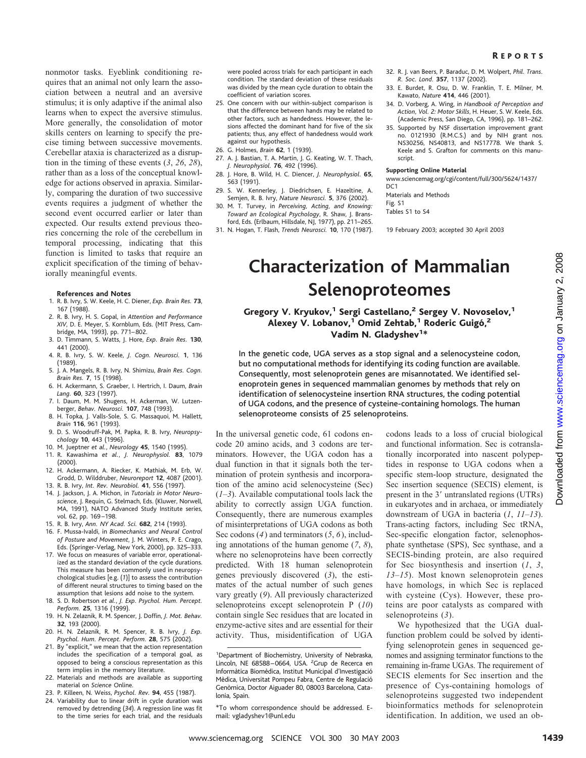nonmotor tasks. Eyeblink conditioning requires that an animal not only learn the association between a neutral and an aversive stimulus; it is only adaptive if the animal also learns when to expect the aversive stimulus. More generally, the consolidation of motor skills centers on learning to specify the precise timing between successive movements. Cerebellar ataxia is characterized as a disruption in the timing of these events (*3*, *26*, *28*), rather than as a loss of the conceptual knowledge for actions observed in apraxia. Similarly, comparing the duration of two successive events requires a judgment of whether the second event occurred earlier or later than expected. Our results extend previous theories concerning the role of the cerebellum in temporal processing, indicating that this function is limited to tasks that require an explicit specification of the timing of behaviorally meaningful events.

**References and Notes**

1. R. B. Ivry, S. W. Keele, H. C. Diener, *Exp. Brain Res.* **73**, 167 (1988).
2. R. B. Ivry, H. S. Gopal, in *Attention and Performance XIV*, D. E. Meyer, S. Kornblum, Eds. (MIT Press, Cambridge, MA, 1993), pp. 771–802.
3. D. Timmann, S. Watts, J. Hore, *Exp. Brain Res*. **130**, 441 (2000).
4. R. B. Ivry, S. W. Keele, *J. Cogn. Neurosci*. **1**, 136 (1989).
5. J. A. Mangels, R. B. Ivry, N. Shimizu, *Brain Res. Cogn. Brain Res.* **7**, 15 (1998).
6. H. Ackermann, S. Graeber, I. Hertrich, I. Daum, *Brain Lang.* **60**, 323 (1997).
7. I. Daum, M. M. Shugens, H. Ackerman, W. Lutzenberger, *Behav. Neurosci.* **107**, 748 (1993).
8. H. Topka, J. Valls-Sole, S. G. Massaquoi, M. Hallett, *Brain* **116**, 961 (1993).
9. D. S. Woodruff-Pak, M. Papka, R. B. Ivry, *Neuropsychology* **10**, 443 (1996).
10. M. Jueptner *et al.*, *Neurology* **45**, 1540 (1995).
11. R. Kawashima *et al.*, *J. Neurophysiol.* **83**, 1079 (2000).
12. H. Ackermann, A. Riecker, K. Mathiak, M. Erb, W. Grodd, D. Wildgruber, *Neuroreport* **12**, 4087 (2001).
13. R. B. Ivry, *Int. Rev. Neurobiol.* **41**, 556 (1997).
14. J. Jackson, J. A. Michon, in *Tutorials in Motor Neuroscience*, J. Requin, G. Stelmach, Eds. (Kluwer, Norwell, MA, 1991), NATO Advanced Study Institute series, vol. 62, pp. 169–198.
15. R. B. Ivry, *Ann. NY Acad. Sci.* **682**, 214 (1993).
16. F. Mussa-Ivaldi, in *Biomechanics and Neural Control of Posture and Movement*, J. M. Winters, P. E. Crago, Eds. (Springer-Verlag, New York, 2000), pp. 325–333.
17. We focus on measures of variable error, operationalized as the standard deviation of the cycle durations. This measure has been commonly used in neuropsychological studies [e.g. (*1*)] to assess the contribution of different neural structures to timing based on the assumption that lesions add noise to the system.
18. S. D. Robertson *et al.*, *J. Exp. Psychol. Hum. Percept. Perform.* **25**, 1316 (1999).
19. H. N. Zelaznik, R. M. Spencer, J. Doffin, *J. Mot. Behav.* **32**, 193 (2000).
20. H. N. Zelaznik, R. M. Spencer, R. B. Ivry, *J. Exp. Psychol. Hum. Percept. Perform.* **28**, 575 (2002).
21. By "explicit," we mean that the action representation includes the specification of a temporal goal, as opposed to being a conscious representation as this term implies in the memory literature.
22. Materials and methods are available as supporting material on *Science* Online.
23. P. Killeen, N. Weiss, *Psychol. Rev*. **94**, 455 (1987).
24. Variability due to linear drift in cycle duration was removed by detrending (*34*). A regression line was fit to the time series for each trial, and the residuals were pooled across trials for each participant in each condition. The standard deviation of these residuals was divided by the mean cycle duration to obtain the coefficient of variation scores.
25. One concern with our within-subject comparison is that the difference between hands may be related to other factors, such as handedness. However, the lesions affected the dominant hand for five of the six patients; thus, any effect of handedness would work against our hypothesis.
26. G. Holmes, *Brain* **62**, 1 (1939).
27. A. J. Bastian, T. A. Martin, J. G. Keating, W. T. Thach, *J. Neurophysiol.* **76**, 492 (1996).
28. J. Hore, B. Wild, H. C. Diener, *J. Neurophysiol.* **65**, 563 (1991).
29. S. W. Kennerley, J. Diedrichsen, E. Hazeltine, A. Semjen, R. B. Ivry, *Nature Neurosci.* **5**, 376 (2002).
30. M. T. Turvey, in *Perceiving, Acting, and Knowing: Toward an Ecological Psychology*, R. Shaw, J. Bransford, Eds. (Erlbaum, Hillsdale, NJ, 1977), pp. 211–265.
31. N. Hogan, T. Flash, *Trends Neurosci.* **10**, 170 (1987).
32. R. J. van Beers, P. Baraduc, D. M. Wolpert, *Phil. Trans. R. Soc. Lond.* **357**, 1137 (2002).
33. E. Burdet, R. Osu, D. W. Franklin, T. E. Milner, M. Kawato, *Nature* **414**, 446 (2001).
34. D. Vorberg, A. Wing, in *Handbook of Perception and Action, Vol. 2: Motor Skills*, H. Heuer, S. W. Keele, Eds. (Academic Press, San Diego, CA, 1996), pp. 181–262.
35. Supported by NSF dissertation improvement grant no. 0121930 (R.M.C.S.) and by NIH grant nos. NS30256, NS40813, and NS17778. We thank S. Keele and S. Grafton for comments on this manuscript.

**Supporting Online Material**

www.sciencemag.org/cgi/content/full/300/5624/1437/DC1
Materials and Methods
Fig. S1
Tables S1 to S4

19 February 2003; accepted 30 April 2003

# Characterization of Mammalian Selenoproteomes

**Gregory V. Kryukov,[1] Sergi Castellano,[2] Sergey V. Novoselov,[1] Alexey V. Lobanov,[1] Omid Zehtab,[1] Roderic Guigó,[2] Vadim N. Gladyshev[1]***

In the genetic code, UGA serves as a stop signal and a selenocysteine codon, but no computational methods for identifying its coding function are available. Consequently, most selenoprotein genes are misannotated. We identified selenoprotein genes in sequenced mammalian genomes by methods that rely on identification of selenocysteine insertion RNA structures, the coding potential of UGA codons, and the presence of cysteine-containing homologs. The human selenoproteome consists of 25 selenoproteins.

In the universal genetic code, 61 codons encode 20 amino acids, and 3 codons are terminators. However, the UGA codon has a dual function in that it signals both the termination of protein synthesis and incorporation of the amino acid selenocysteine (Sec) (*1–3*). Available computational tools lack the ability to correctly assign UGA function. Consequently, there are numerous examples of misinterpretations of UGA codons as both Sec codons (*4*) and terminators (*5*, *6*), including annotations of the human genome (*7*, *8*), where no selenoproteins have been correctly predicted. With 18 human selenoprotein genes previously discovered (*3*), the estimates of the actual number of such genes vary greatly (*9*). All previously characterized selenoproteins except selenoprotein P (*10*) contain single Sec residues that are located in enzyme-active sites and are essential for their activity. Thus, misidentification of UGA codons leads to a loss of crucial biological and functional information. Sec is cotranslationally incorporated into nascent polypeptides in response to UGA codons when a specific stem-loop structure, designated the Sec insertion sequence (SECIS) element, is present in the 3′ untranslated regions (UTRs) in eukaryotes and in archaea, or immediately downstream of UGA in bacteria (*1*, *11–13*). Trans-acting factors, including Sec tRNA, Sec-specific elongation factor, selenophosphate synthetase (SPS), Sec synthase, and a SECIS-binding protein, are also required for Sec biosynthesis and insertion (*1*, *3*, *13–15*). Most known selenoprotein genes have homologs, in which Sec is replaced with cysteine (Cys). However, these proteins are poor catalysts as compared with selenoproteins (*3*).

We hypothesized that the UGA dual-function problem could be solved by identifying selenoprotein genes in sequenced genomes and assigning terminator functions to the remaining in-frame UGAs. The requirement of SECIS elements for Sec insertion and the presence of Cys-containing homologs of selenoproteins suggested two independent bioinformatics methods for selenoprotein identification. In addition, we used an ob-

[1]Department of Biochemistry, University of Nebraska, Lincoln, NE 68588–0664, USA. [2]Grup de Recerca en Informàtica Biomèdica, Institut Municipal d'Investigació Mèdica, Universitat Pompeu Fabra, Centre de Regulació Genòmica, Doctor Aiguader 80, 08003 Barcelona, Catalonia, Spain.

*To whom correspondence should be addressed. E-mail: vgladyshev1@unl.edu